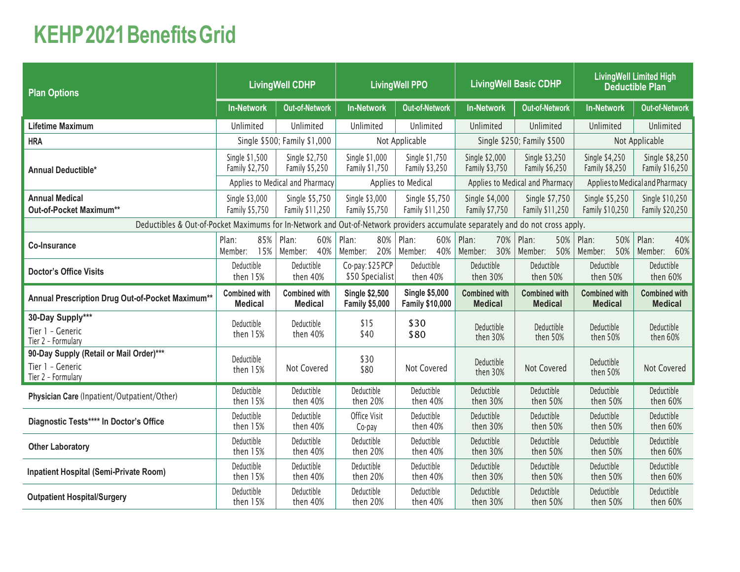# KEHP 2021 Benefits Grid

| Plan Options | LivingWell CDHP | | LivingWell PPO | | LivingWell Basic CDHP | | LivingWell Limited High Deductible Plan | |
|---|---|---|---|---|---|---|---|---|
| | In-Network | Out-of-Network | In-Network | Out-of-Network | In-Network | Out-of-Network | In-Network | Out-of-Network |
| **Lifetime Maximum** | Unlimited | Unlimited | Unlimited | Unlimited | Unlimited | Unlimited | Unlimited | Unlimited |
| **HRA** | Single $500; Family $1,000 | | Not Applicable | | Single $250; Family $500 | | Not Applicable | |
| **Annual Deductible*** | Single $1,500 Family $2,750 | Single $2,750 Family $5,250 | Single $1,000 Family $1,750 | Single $1,750 Family $3,250 | Single $2,000 Family $3,750 | Single $3,250 Family $6,250 | Single $4,250 Family $8,250 | Single $8,250 Family $16,250 |
| | Applies to Medical and Pharmacy | | Applies to Medical | | Applies to Medical and Pharmacy | | Applies to Medical and Pharmacy | |
| **Annual Medical Out-of-Pocket Maximum**** | Single $3,000 Family $5,750 | Single $5,750 Family $11,250 | Single $3,000 Family $5,750 | Single $5,750 Family $11,250 | Single $4,000 Family $7,750 | Single $7,750 Family $11,250 | Single $5,250 Family $10,250 | Single $10,250 Family $20,250 |
| Deductibles & Out-of-Pocket Maximums for In-Network and Out-of-Network providers accumulate separately and do not cross apply. | | | | | | | | |
| **Co-Insurance** | Plan: 85% Member: 15% | Plan: 60% Member: 40% | Plan: 80% Member: 20% | Plan: 60% Member: 40% | Plan: 70% Member: 30% | Plan: 50% Member: 50% | Plan: 50% Member: 50% | Plan: 40% Member: 60% |
| **Doctor's Office Visits** | Deductible then 15% | Deductible then 40% | Co-pay: $25 PCP $50 Specialist | Deductible then 40% | Deductible then 30% | Deductible then 50% | Deductible then 50% | Deductible then 60% |
| **Annual Prescription Drug Out-of-Pocket Maximum**** | **Combined with Medical** | **Combined with Medical** | **Single $2,500 Family $5,000** | **Single $5,000 Family $10,000** | **Combined with Medical** | **Combined with Medical** | **Combined with Medical** | **Combined with Medical** |
| **30-Day Supply***** Tier 1 – Generic Tier 2 – Formulary | Deductible then 15% | Deductible then 40% | $15 $40 | $30 $80 | Deductible then 30% | Deductible then 50% | Deductible then 50% | Deductible then 60% |
| **90-Day Supply (Retail or Mail Order)***** Tier 1 – Generic Tier 2 – Formulary | Deductible then 15% | Not Covered | $30 $80 | Not Covered | Deductible then 30% | Not Covered | Deductible then 50% | Not Covered |
| **Physician Care** (Inpatient/Outpatient/Other) | Deductible then 15% | Deductible then 40% | Deductible then 20% | Deductible then 40% | Deductible then 30% | Deductible then 50% | Deductible then 50% | Deductible then 60% |
| **Diagnostic Tests****** In Doctor's Office** | Deductible then 15% | Deductible then 40% | Office Visit Co-pay | Deductible then 40% | Deductible then 30% | Deductible then 50% | Deductible then 50% | Deductible then 60% |
| **Other Laboratory** | Deductible then 15% | Deductible then 40% | Deductible then 20% | Deductible then 40% | Deductible then 30% | Deductible then 50% | Deductible then 50% | Deductible then 60% |
| **Inpatient Hospital (Semi-Private Room)** | Deductible then 15% | Deductible then 40% | Deductible then 20% | Deductible then 40% | Deductible then 30% | Deductible then 50% | Deductible then 50% | Deductible then 60% |
| **Outpatient Hospital/Surgery** | Deductible then 15% | Deductible then 40% | Deductible then 20% | Deductible then 40% | Deductible then 30% | Deductible then 50% | Deductible then 50% | Deductible then 60% |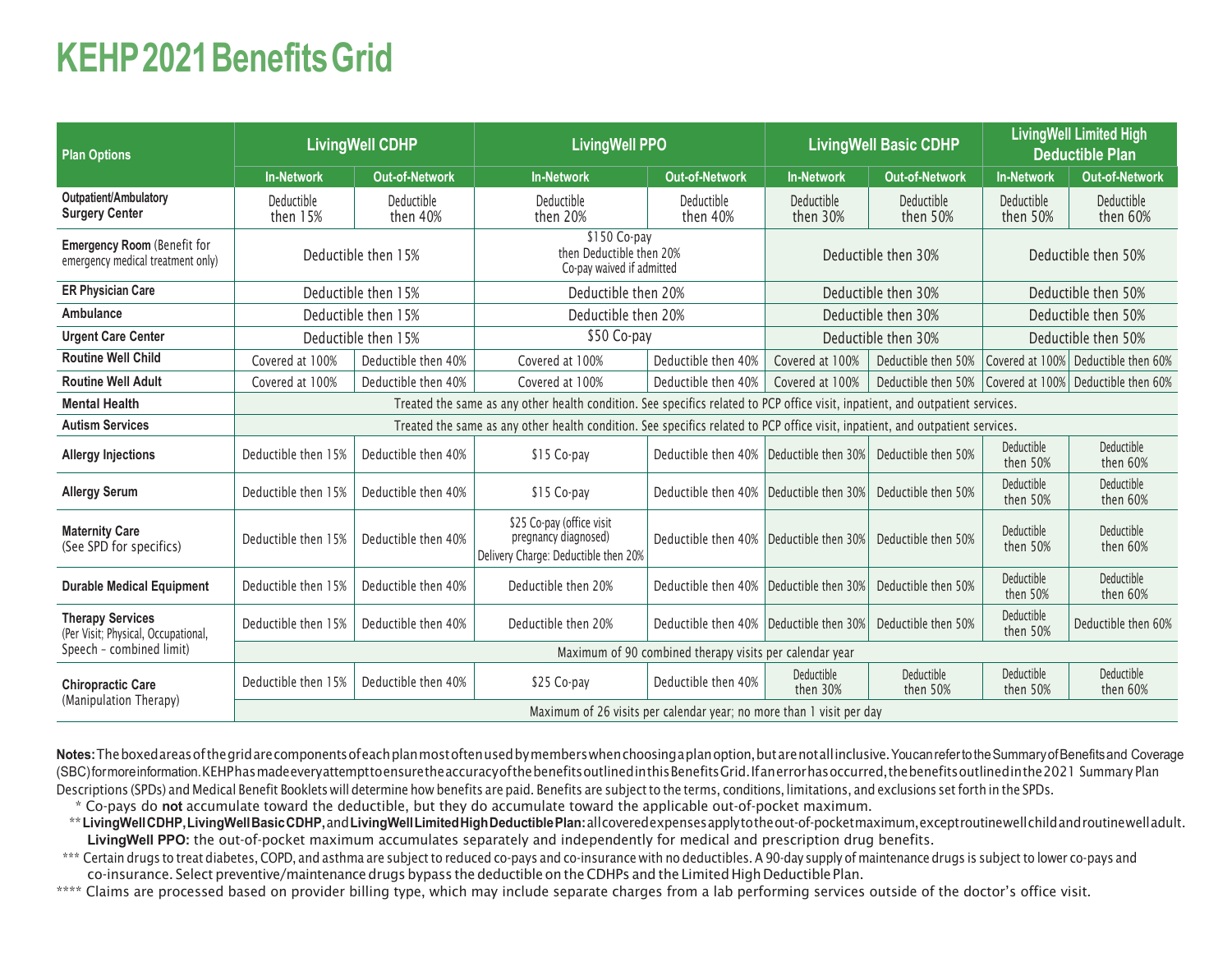# KEHP 2021 Benefits Grid

| Plan Options | LivingWell CDHP | | LivingWell PPO | | LivingWell Basic CDHP | | LivingWell Limited High Deductible Plan | |
|---|---|---|---|---|---|---|---|---|
| | In-Network | Out-of-Network | In-Network | Out-of-Network | In-Network | Out-of-Network | In-Network | Out-of-Network |
| **Outpatient/Ambulatory Surgery Center** | Deductible then 15% | Deductible then 40% | Deductible then 20% | Deductible then 40% | Deductible then 30% | Deductible then 50% | Deductible then 50% | Deductible then 60% |
| **Emergency Room** (Benefit for emergency medical treatment only) | Deductible then 15% | | $150 Co-pay then Deductible then 20% Co-pay waived if admitted | | Deductible then 30% | | Deductible then 50% | |
| **ER Physician Care** | Deductible then 15% | | Deductible then 20% | | Deductible then 30% | | Deductible then 50% | |
| **Ambulance** | Deductible then 15% | | Deductible then 20% | | Deductible then 30% | | Deductible then 50% | |
| **Urgent Care Center** | Deductible then 15% | | $50 Co-pay | | Deductible then 30% | | Deductible then 50% | |
| **Routine Well Child** | Covered at 100% | Deductible then 40% | Covered at 100% | Deductible then 40% | Covered at 100% | Deductible then 50% | Covered at 100% | Deductible then 60% |
| **Routine Well Adult** | Covered at 100% | Deductible then 40% | Covered at 100% | Deductible then 40% | Covered at 100% | Deductible then 50% | Covered at 100% | Deductible then 60% |
| **Mental Health** | Treated the same as any other health condition. See specifics related to PCP office visit, inpatient, and outpatient services. | | | | | | | |
| **Autism Services** | Treated the same as any other health condition. See specifics related to PCP office visit, inpatient, and outpatient services. | | | | | | | |
| **Allergy Injections** | Deductible then 15% | Deductible then 40% | $15 Co-pay | Deductible then 40% | Deductible then 30% | Deductible then 50% | Deductible then 50% | Deductible then 60% |
| **Allergy Serum** | Deductible then 15% | Deductible then 40% | $15 Co-pay | Deductible then 40% | Deductible then 30% | Deductible then 50% | Deductible then 50% | Deductible then 60% |
| **Maternity Care** (See SPD for specifics) | Deductible then 15% | Deductible then 40% | $25 Co-pay (office visit pregnancy diagnosed) Delivery Charge: Deductible then 20% | Deductible then 40% | Deductible then 30% | Deductible then 50% | Deductible then 50% | Deductible then 60% |
| **Durable Medical Equipment** | Deductible then 15% | Deductible then 40% | Deductible then 20% | Deductible then 40% | Deductible then 30% | Deductible then 50% | Deductible then 50% | Deductible then 60% |
| **Therapy Services** (Per Visit; Physical, Occupational, Speech – combined limit) | Deductible then 15% | Deductible then 40% | Deductible then 20% | Deductible then 40% | Deductible then 30% | Deductible then 50% | Deductible then 50% | Deductible then 60% |
| | Maximum of 90 combined therapy visits per calendar year | | | | | | | |
| **Chiropractic Care** (Manipulation Therapy) | Deductible then 15% | Deductible then 40% | $25 Co-pay | Deductible then 40% | Deductible then 30% | Deductible then 50% | Deductible then 50% | Deductible then 60% |
| | Maximum of 26 visits per calendar year; no more than 1 visit per day | | | | | | | |

**Notes:** The boxed areas of the grid are components of each plan most often used by members when choosing a plan option, but are not all inclusive. You can refer to the Summary of Benefits and Coverage (SBC) for more information. KEHP has made every attempt to ensure the accuracy of the benefits outlined in this Benefits Grid. If an error has occurred, the benefits outlined in the 2021 Summary Plan Descriptions (SPDs) and Medical Benefit Booklets will determine how benefits are paid. Benefits are subject to the terms, conditions, limitations, and exclusions set forth in the SPDs.

\* Co-pays do **not** accumulate toward the deductible, but they do accumulate toward the applicable out-of-pocket maximum.

\*\* **LivingWell CDHP, LivingWell Basic CDHP, and LivingWell Limited High Deductible Plan:** all covered expenses apply to the out-of-pocket maximum, except routine well child and routine well adult. **LivingWell PPO:** the out-of-pocket maximum accumulates separately and independently for medical and prescription drug benefits.

\*\*\* Certain drugs to treat diabetes, COPD, and asthma are subject to reduced co-pays and co-insurance with no deductibles. A 90-day supply of maintenance drugs is subject to lower co-pays and co-insurance. Select preventive/maintenance drugs bypass the deductible on the CDHPs and the Limited High Deductible Plan.

\*\*\*\* Claims are processed based on provider billing type, which may include separate charges from a lab performing services outside of the doctor's office visit.